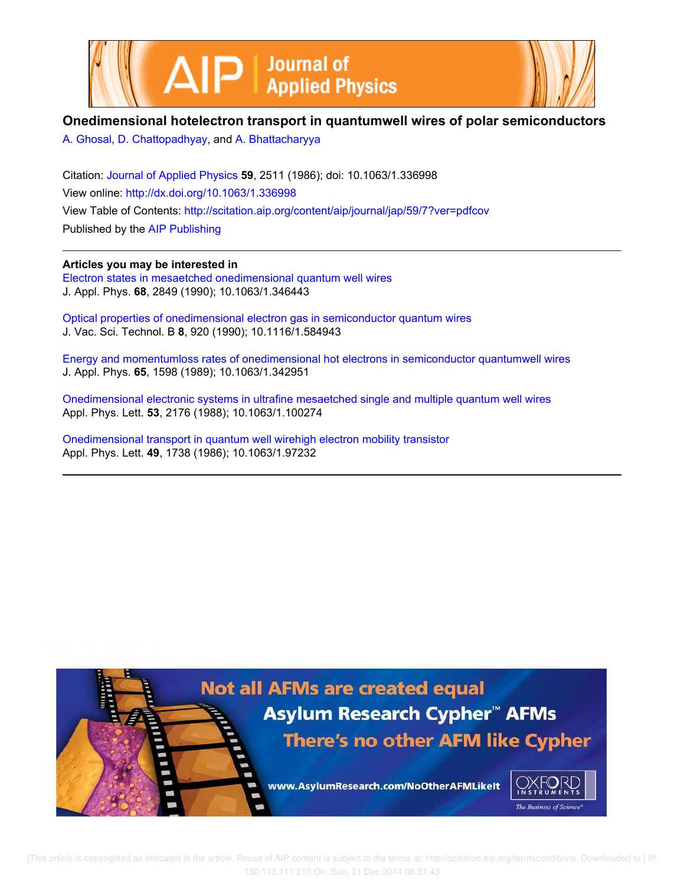# Onedimensional hotelectron transport in quantumwell wires of polar semiconductors

A. Ghosal, D. Chattopadhyay, and A. Bhattacharyya

Citation: Journal of Applied Physics **59**, 2511 (1986); doi: 10.1063/1.336998

View online: http://dx.doi.org/10.1063/1.336998

View Table of Contents: http://scitation.aip.org/content/aip/journal/jap/59/7?ver=pdfcov

Published by the AIP Publishing

---

**Articles you may be interested in**

Electron states in mesaetched onedimensional quantum well wires
J. Appl. Phys. **68**, 2849 (1990); 10.1063/1.346443

Optical properties of onedimensional electron gas in semiconductor quantum wires
J. Vac. Sci. Technol. B **8**, 920 (1990); 10.1116/1.584943

Energy and momentumloss rates of onedimensional hot electrons in semiconductor quantumwell wires
J. Appl. Phys. **65**, 1598 (1989); 10.1063/1.342951

Onedimensional electronic systems in ultrafine mesaetched single and multiple quantum well wires
Appl. Phys. Lett. **53**, 2176 (1988); 10.1063/1.100274

Onedimensional transport in quantum well wirehigh electron mobility transistor
Appl. Phys. Lett. **49**, 1738 (1986); 10.1063/1.97232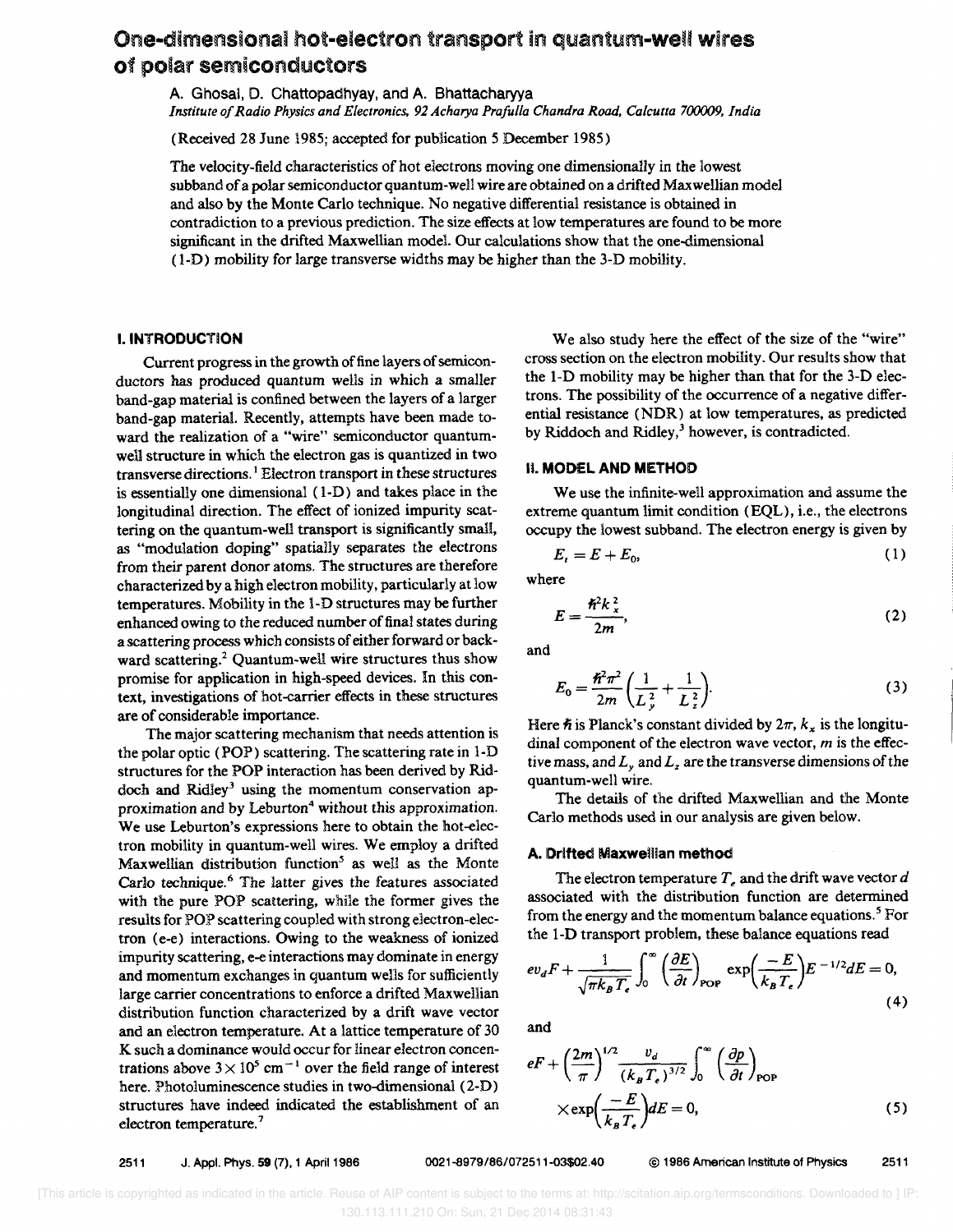# One-dimensional hot-electron transport in quantum-well wires of polar semiconductors

A. Ghosal, D. Chattopadhyay, and A. Bhattacharyya

*Institute of Radio Physics and Electronics, 92 Acharya Prafulla Chandra Road, Calcutta 700009, India*

(Received 28 June 1985; accepted for publication 5 December 1985)

The velocity-field characteristics of hot electrons moving one dimensionally in the lowest subband of a polar semiconductor quantum-well wire are obtained on a drifted Maxwellian model and also by the Monte Carlo technique. No negative differential resistance is obtained in contradiction to a previous prediction. The size effects at low temperatures are found to be more significant in the drifted Maxwellian model. Our calculations show that the one-dimensional (1-D) mobility for large transverse widths may be higher than the 3-D mobility.

## I. INTRODUCTION

Current progress in the growth of fine layers of semiconductors has produced quantum wells in which a smaller band-gap material is confined between the layers of a larger band-gap material. Recently, attempts have been made toward the realization of a "wire" semiconductor quantum-well structure in which the electron gas is quantized in two transverse directions.[1] Electron transport in these structures is essentially one dimensional (1-D) and takes place in the longitudinal direction. The effect of ionized impurity scattering on the quantum-well transport is significantly small, as "modulation doping" spatially separates the electrons from their parent donor atoms. The structures are therefore characterized by a high electron mobility, particularly at low temperatures. Mobility in the 1-D structures may be further enhanced owing to the reduced number of final states during a scattering process which consists of either forward or backward scattering.[2] Quantum-well wire structures thus show promise for application in high-speed devices. In this context, investigations of hot-carrier effects in these structures are of considerable importance.

The major scattering mechanism that needs attention is the polar optic (POP) scattering. The scattering rate in 1-D structures for the POP interaction has been derived by Riddoch and Ridley[3] using the momentum conservation approximation and by Leburton[4] without this approximation. We use Leburton's expressions here to obtain the hot-electron mobility in quantum-well wires. We employ a drifted Maxwellian distribution function[5] as well as the Monte Carlo technique.[6] The latter gives the features associated with the pure POP scattering, while the former gives the results for POP scattering coupled with strong electron-electron (e-e) interactions. Owing to the weakness of ionized impurity scattering, e-e interactions may dominate in energy and momentum exchanges in quantum wells for sufficiently large carrier concentrations to enforce a drifted Maxwellian distribution function characterized by a drift wave vector and an electron temperature. At a lattice temperature of 30 K such a dominance would occur for linear electron concentrations above $3\times 10^5$ cm$^{-1}$ over the field range of interest here. Photoluminescence studies in two-dimensional (2-D) structures have indeed indicated the establishment of an electron temperature.[7]

We also study here the effect of the size of the "wire" cross section on the electron mobility. Our results show that the 1-D mobility may be higher than that for the 3-D electrons. The possibility of the occurrence of a negative differential resistance (NDR) at low temperatures, as predicted by Riddoch and Ridley,[3] however, is contradicted.

## II. MODEL AND METHOD

We use the infinite-well approximation and assume the extreme quantum limit condition (EQL), i.e., the electrons occupy the lowest subband. The electron energy is given by

$$E_t = E + E_0, \tag{1}$$

where

$$E = \frac{\hbar^2 k_x^2}{2m}, \tag{2}$$

and

$$E_0 = \frac{\hbar^2 \pi^2}{2m}\left(\frac{1}{L_y^2} + \frac{1}{L_z^2}\right). \tag{3}$$

Here $\hbar$ is Planck's constant divided by $2\pi$, $k_x$ is the longitudinal component of the electron wave vector, $m$ is the effective mass, and $L_y$ and $L_z$ are the transverse dimensions of the quantum-well wire.

The details of the drifted Maxwellian and the Monte Carlo methods used in our analysis are given below.

### A. Drifted Maxwellian method

The electron temperature $T_e$ and the drift wave vector $d$ associated with the distribution function are determined from the energy and the momentum balance equations.[5] For the 1-D transport problem, these balance equations read

$$ev_d F + \frac{1}{\sqrt{\pi k_B T_e}} \int_0^\infty \left(\frac{\partial E}{\partial t}\right)_{\text{POP}} \exp\left(\frac{-E}{k_B T_e}\right) E^{-1/2} dE = 0, \tag{4}$$

and

$$eF + \left(\frac{2m}{\pi}\right)^{1/2} \frac{v_d}{(k_B T_e)^{3/2}} \int_0^\infty \left(\frac{\partial p}{\partial t}\right)_{\text{POP}} \times \exp\left(\frac{-E}{k_B T_e}\right) dE = 0, \tag{5}$$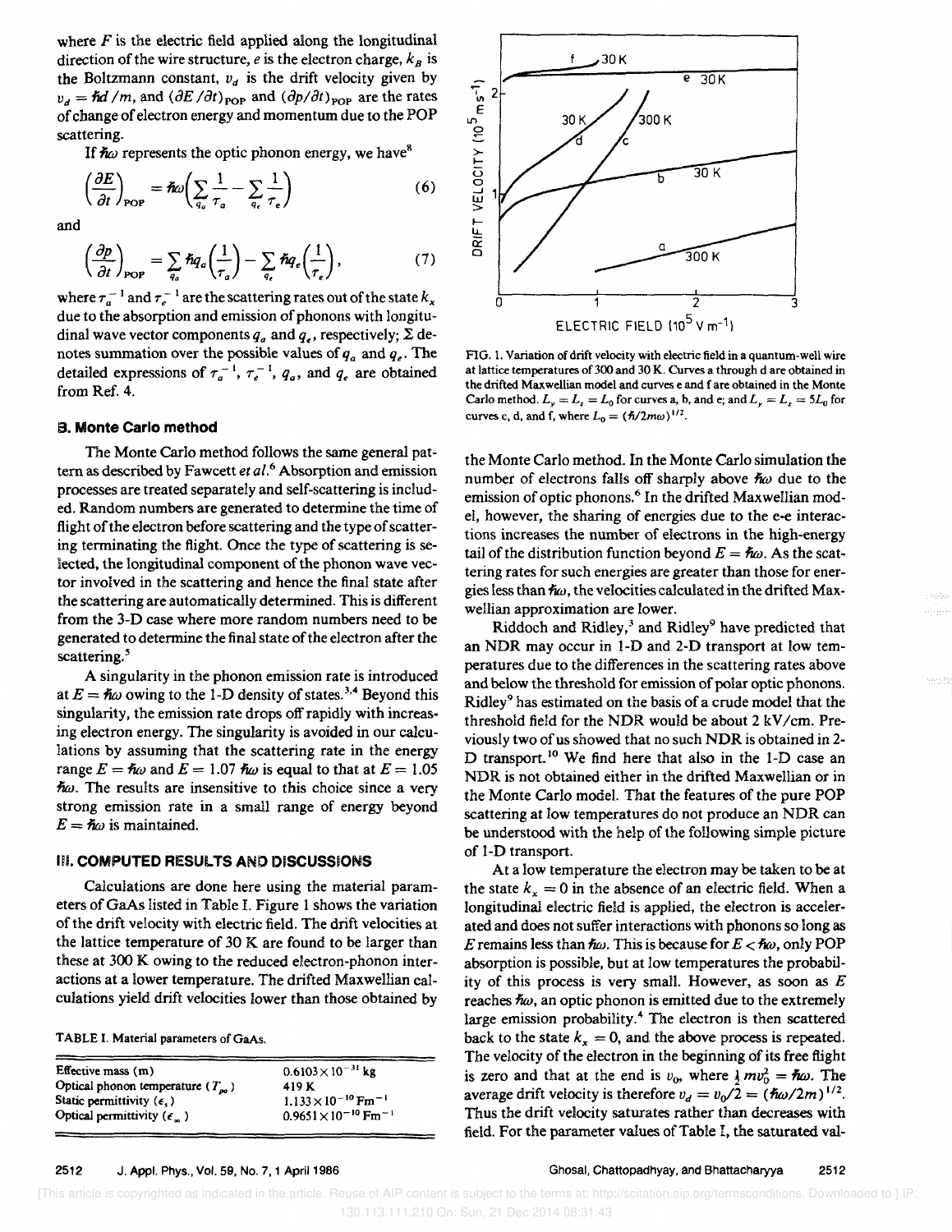where $F$ is the electric field applied along the longitudinal direction of the wire structure, $e$ is the electron charge, $k_B$ is the Boltzmann constant, $v_d$ is the drift velocity given by $v_d = \hbar d/m$, and $(\partial E/\partial t)_{\rm POP}$ and $(\partial p/\partial t)_{\rm POP}$ are the rates of change of electron energy and momentum due to the POP scattering.

If $\hbar\omega$ represents the optic phonon energy, we have[8]

$$\left(\frac{\partial E}{\partial t}\right)_{\rm POP} = \hbar\omega\left(\sum_{q_a}\frac{1}{\tau_a} - \sum_{q_e}\frac{1}{\tau_e}\right) \tag{6}$$

and

$$\left(\frac{\partial p}{\partial t}\right)_{\rm POP} = \sum_{q_a}\hbar q_a\left(\frac{1}{\tau_a}\right) - \sum_{q_e}\hbar q_e\left(\frac{1}{\tau_e}\right), \tag{7}$$

where $\tau_a^{-1}$ and $\tau_e^{-1}$ are the scattering rates out of the state $k_x$ due to the absorption and emission of phonons with longitudinal wave vector components $q_a$ and $q_e$, respectively; $\Sigma$ denotes summation over the possible values of $q_a$ and $q_e$. The detailed expressions of $\tau_a^{-1}$, $\tau_e^{-1}$, $q_a$, and $q_e$ are obtained from Ref. 4.

## B. Monte Carlo method

The Monte Carlo method follows the same general pattern as described by Fawcett *et al.*[6] Absorption and emission processes are treated separately and self-scattering is included. Random numbers are generated to determine the time of flight of the electron before scattering and the type of scattering terminating the flight. Once the type of scattering is selected, the longitudinal component of the phonon wave vector involved in the scattering and hence the final state after the scattering are automatically determined. This is different from the 3-D case where more random numbers need to be generated to determine the final state of the electron after the scattering.[5]

A singularity in the phonon emission rate is introduced at $E = \hbar\omega$ owing to the 1-D density of states.[3,4] Beyond this singularity, the emission rate drops off rapidly with increasing electron energy. The singularity is avoided in our calculations by assuming that the scattering rate in the energy range $E = \hbar\omega$ and $E = 1.07\ \hbar\omega$ is equal to that at $E = 1.05\ \hbar\omega$. The results are insensitive to this choice since a very strong emission rate in a small range of energy beyond $E = \hbar\omega$ is maintained.

## III. COMPUTED RESULTS AND DISCUSSIONS

Calculations are done here using the material parameters of GaAs listed in Table I. Figure 1 shows the variation of the drift velocity with electric field. The drift velocities at the lattice temperature of 30 K are found to be larger than these at 300 K owing to the reduced electron-phonon interactions at a lower temperature. The drifted Maxwellian calculations yield drift velocities lower than those obtained by the Monte Carlo method. In the Monte Carlo simulation the number of electrons falls off sharply above $\hbar\omega$ due to the emission of optic phonons.[6] In the drifted Maxwellian model, however, the sharing of energies due to the e-e interactions increases the number of electrons in the high-energy tail of the distribution function beyond $E = \hbar\omega$. As the scattering rates for such energies are greater than those for energies less than $\hbar\omega$, the velocities calculated in the drifted Maxwellian approximation are lower.

TABLE I. Material parameters of GaAs.

| | |
|---|---|
| Effective mass ($m$) | $0.6103\times10^{-31}$ kg |
| Optical phonon temperature ($T_{po}$) | 419 K |
| Static permittivity ($\epsilon_s$) | $1.133\times10^{-10}$ Fm$^{-1}$ |
| Optical permittivity ($\epsilon_\infty$) | $0.9651\times10^{-10}$ Fm$^{-1}$ |

FIG. 1. Variation of drift velocity with electric field in a quantum-well wire at lattice temperatures of 300 and 30 K. Curves a through d are obtained in the drifted Maxwellian model and curves e and f are obtained in the Monte Carlo method. $L_y = L_z = L_0$ for curves a, b, and e; and $L_y = L_z = 5L_0$ for curves c, d, and f, where $L_0 = (\hbar/2m\omega)^{1/2}$.

Riddoch and Ridley,[3] and Ridley[9] have predicted that an NDR may occur in 1-D and 2-D transport at low temperatures due to the differences in the scattering rates above and below the threshold for emission of polar optic phonons. Ridley[9] has estimated on the basis of a crude model that the threshold field for the NDR would be about 2 kV/cm. Previously two of us showed that no such NDR is obtained in 2-D transport.[10] We find here that also in the 1-D case an NDR is not obtained either in the drifted Maxwellian or in the Monte Carlo model. That the features of the pure POP scattering at low temperatures do not produce an NDR can be understood with the help of the following simple picture of 1-D transport.

At a low temperature the electron may be taken to be at the state $k_x = 0$ in the absence of an electric field. When a longitudinal electric field is applied, the electron is accelerated and does not suffer interactions with phonons so long as $E$ remains less than $\hbar\omega$. This is because for $E < \hbar\omega$, only POP absorption is possible, but at low temperatures the probability of this process is very small. However, as soon as $E$ reaches $\hbar\omega$, an optic phonon is emitted due to the extremely large emission probability.[4] The electron is then scattered back to the state $k_x = 0$, and the above process is repeated. The velocity of the electron in the beginning of its free flight is zero and that at the end is $v_0$, where $\frac{1}{2}mv_0^2 = \hbar\omega$. The average drift velocity is therefore $v_d = v_0/2 = (\hbar\omega/2m)^{1/2}$. Thus the drift velocity saturates rather than decreases with field. For the parameter values of Table I, the saturated val-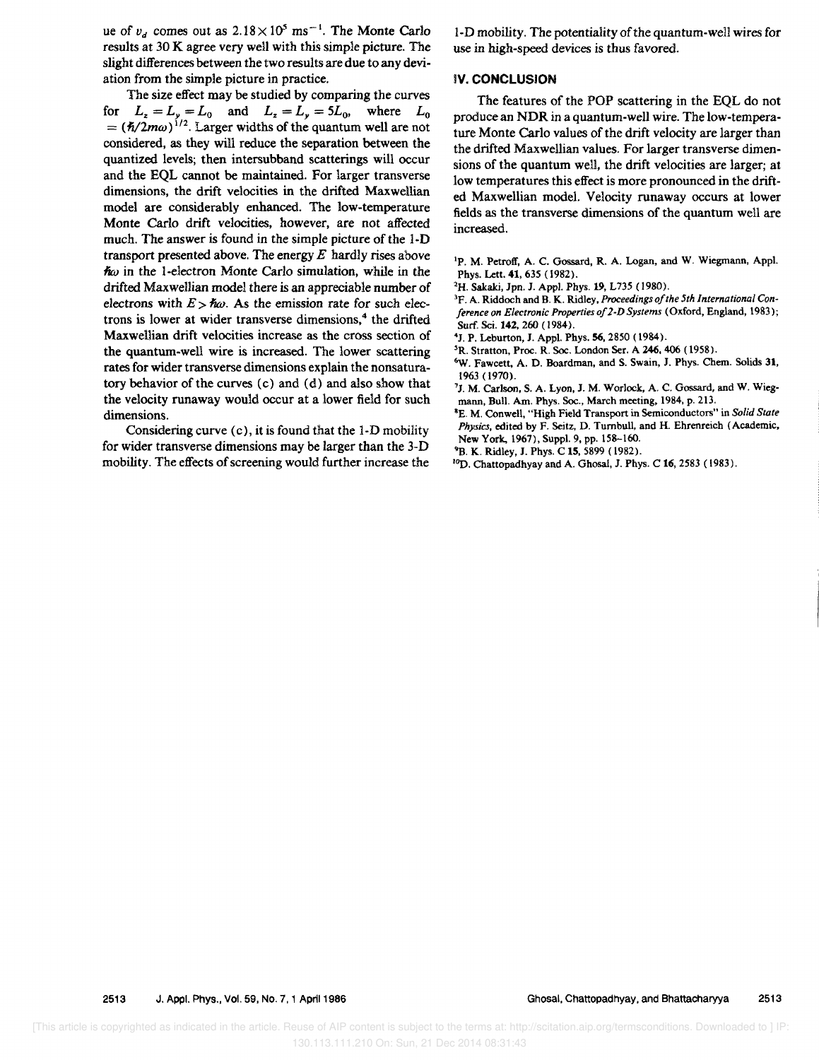ue of $v_d$ comes out as $2.18\times10^5$ ms$^{-1}$. The Monte Carlo results at 30 K agree very well with this simple picture. The slight differences between the two results are due to any deviation from the simple picture in practice.

The size effect may be studied by comparing the curves for $L_z = L_y = L_0$ and $L_z = L_y = 5L_0$, where $L_0 = (\hbar/2m\omega)^{1/2}$. Larger widths of the quantum well are not considered, as they will reduce the separation between the quantized levels; then intersubband scatterings will occur and the EQL cannot be maintained. For larger transverse dimensions, the drift velocities in the drifted Maxwellian model are considerably enhanced. The low-temperature Monte Carlo drift velocities, however, are not affected much. The answer is found in the simple picture of the 1-D transport presented above. The energy $E$ hardly rises above $\hbar\omega$ in the 1-electron Monte Carlo simulation, while in the drifted Maxwellian model there is an appreciable number of electrons with $E > \hbar\omega$. As the emission rate for such electrons is lower at wider transverse dimensions,[4] the drifted Maxwellian drift velocities increase as the cross section of the quantum-well wire is increased. The lower scattering rates for wider transverse dimensions explain the nonsaturatory behavior of the curves (c) and (d) and also show that the velocity runaway would occur at a lower field for such dimensions.

Considering curve (c), it is found that the 1-D mobility for wider transverse dimensions may be larger than the 3-D mobility. The effects of screening would further increase the 1-D mobility. The potentiality of the quantum-well wires for use in high-speed devices is thus favored.

## IV. CONCLUSION

The features of the POP scattering in the EQL do not produce an NDR in a quantum-well wire. The low-temperature Monte Carlo values of the drift velocity are larger than the drifted Maxwellian values. For larger transverse dimensions of the quantum well, the drift velocities are larger; at low temperatures this effect is more pronounced in the drifted Maxwellian model. Velocity runaway occurs at lower fields as the transverse dimensions of the quantum well are increased.

[1] P. M. Petroff, A. C. Gossard, R. A. Logan, and W. Wiegmann, Appl. Phys. Lett. **41**, 635 (1982).

[2] H. Sakaki, Jpn. J. Appl. Phys. **19**, L735 (1980).

[3] F. A. Riddoch and B. K. Ridley, *Proceedings of the 5th International Conference on Electronic Properties of 2-D Systems* (Oxford, England, 1983); Surf. Sci. **142**, 260 (1984).

[4] J. P. Leburton, J. Appl. Phys. **56**, 2850 (1984).

[5] R. Stratton, Proc. R. Soc. London Ser. A **246**, 406 (1958).

[6] W. Fawcett, A. D. Boardman, and S. Swain, J. Phys. Chem. Solids **31**, 1963 (1970).

[7] J. M. Carlson, S. A. Lyon, J. M. Worlock, A. C. Gossard, and W. Wiegmann, Bull. Am. Phys. Soc., March meeting, 1984, p. 213.

[8] E. M. Conwell, "High Field Transport in Semiconductors" in *Solid State Physics*, edited by F. Seitz, D. Turnbull, and H. Ehrenreich (Academic, New York, 1967), Suppl. 9, pp. 158–160.

[9] B. K. Ridley, J. Phys. C **15**, 5899 (1982).

[10] D. Chattopadhyay and A. Ghosal, J. Phys. C **16**, 2583 (1983).